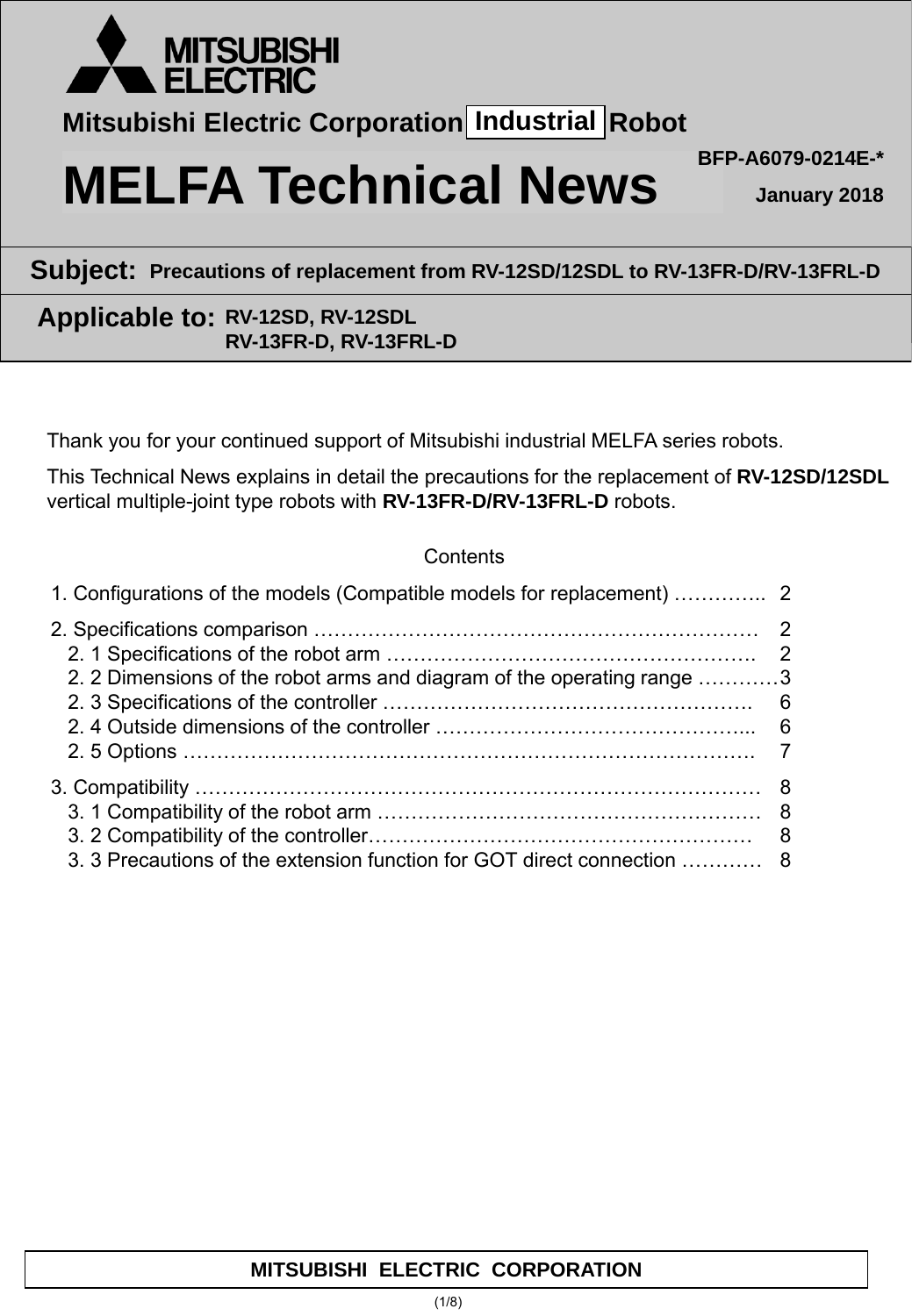MITSUBISHI ELECTRIC

Mitsubishi Electric Corporation Industrial Robot

# MELFA Technical News

BFP-A6079-0214E-*

January 2018

**Subject:** Precautions of replacement from RV-12SD/12SDL to RV-13FR-D/RV-13FRL-D

**Applicable to:** RV-12SD, RV-12SDL
RV-13FR-D, RV-13FRL-D

Thank you for your continued support of Mitsubishi industrial MELFA series robots.

This Technical News explains in detail the precautions for the replacement of **RV-12SD/12SDL** vertical multiple-joint type robots with **RV-13FR-D/RV-13FRL-D** robots.

Contents

1. Configurations of the models (Compatible models for replacement) ………….. 2
2. Specifications comparison ………………………………………………………… 2
   - 2. 1 Specifications of the robot arm ………………………………………………. 2
   - 2. 2 Dimensions of the robot arms and diagram of the operating range ………… 3
   - 2. 3 Specifications of the controller ………………………………………………. 6
   - 2. 4 Outside dimensions of the controller ………………………………………... 6
   - 2. 5 Options ………………………………………………………………………. 7
3. Compatibility ……………………………………………………………………… 8
   - 3. 1 Compatibility of the robot arm ………………………………………………… 8
   - 3. 2 Compatibility of the controller………………………………………………… 8
   - 3. 3 Precautions of the extension function for GOT direct connection ………… 8

MITSUBISHI ELECTRIC CORPORATION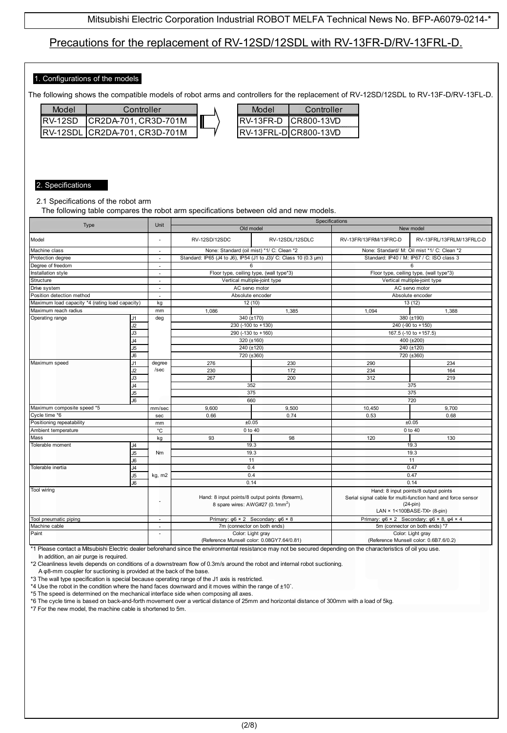# Precautions for the replacement of RV-12SD/12SDL with RV-13FR-D/RV-13FRL-D.

## 1. Configurations of the models

The following shows the compatible models of robot arms and controllers for the replacement of RV-12SD/12SDL to RV-13F-D/RV-13FL-D.

| Model | Controller |
|---|---|
| RV-12SD | CR2DA-701, CR3D-701M |
| RV-12SDL | CR2DA-701, CR3D-701M |

⇒

| Model | Controller |
|---|---|
| RV-13FR-D | CR800-13VD |
| RV-13FRL-D | CR800-13VD |

## 2. Specifications

### 2.1 Specifications of the robot arm

The following table compares the robot arm specifications between old and new models.

| Type | | Unit | Specifications | | | |
|---|---|---|---|---|---|---|
| | | | Old model | | New model | |
| Model | | - | RV-12SD/12SDC | RV-12SDL/12SDLC | RV-13FR/13FRM/13FRC-D | RV-13FRL/13FRLM/13FRLC-D |
| Machine class | | - | None: Standard (oil mist) *1/ C: Clean *2 | | None: Standard/ M: Oil mist *1/ C: Clean *2 | |
| Protection degree | | - | Standard: IP65 (J4 to J6), IP54 (J1 to J3)/ C: Class 10 (0.3 μm) | | Standard: IP40 / M: IP67 / C: ISO class 3 | |
| Degree of freedom | | - | 6 | | 6 | |
| Installation style | | - | Floor type, ceiling type, (wall type*3) | | Floor type, ceiling type, (wall type*3) | |
| Structure | | - | Vertical multiple-joint type | | Vertical multiple-joint type | |
| Drive system | | - | AC servo motor | | AC servo motor | |
| Position detection method | | - | Absolute encoder | | Absolute encoder | |
| Maximum load capacity *4 (rating load capacity) | | kg | 12 (10) | | 13 (12) | |
| Maximum reach radius | | mm | 1,086 | 1,385 | 1,094 | 1,388 |
| Operating range | J1 | deg | 340 (±170) | | 380 (±190) | |
| | J2 | | 230 (-100 to +130) | | 240 (-90 to +150) | |
| | J3 | | 290 (-130 to +160) | | 167.5 (-10 to +157.5) | |
| | J4 | | 320 (±160) | | 400 (±200) | |
| | J5 | | 240 (±120) | | 240 (±120) | |
| | J6 | | 720 (±360) | | 720 (±360) | |
| Maximum speed | J1 | degree/sec | 276 | 230 | 290 | 234 |
| | J2 | | 230 | 172 | 234 | 164 |
| | J3 | | 267 | 200 | 312 | 219 |
| | J4 | | 352 | | 375 | |
| | J5 | | 375 | | 375 | |
| | J6 | | 660 | | 720 | |
| Maximum composite speed *5 | | mm/sec | 9,600 | 9,500 | 10,450 | 9,700 |
| Cycle time *6 | | sec | 0.66 | 0.74 | 0.53 | 0.68 |
| Positioning repeatability | | mm | ±0.05 | | ±0.05 | |
| Ambient temperature | | °C | 0 to 40 | | 0 to 40 | |
| Mass | | kg | 93 | 98 | 120 | 130 |
| Tolerable moment | J4 | Nm | 19.3 | | 19.3 | |
| | J5 | | 19.3 | | 19.3 | |
| | J6 | | 11 | | 11 | |
| Tolerable inertia | J4 | kg, m2 | 0.4 | | 0.47 | |
| | J5 | | 0.4 | | 0.47 | |
| | J6 | | 0.14 | | 0.14 | |
| Tool wiring | | - | Hand: 8 input points/8 output points (forearm), 8 spare wires: AWG#27 (0.1mm$^2$) | | Hand: 8 input points/8 output points Serial signal cable for multi-function hand and force sensor (24-pin) LAN × 1<100BASE-TX> (8-pin) | |
| Tool pneumatic piping | | - | Primary: φ6 × 2 Secondary: φ6 × 8 | | Primary: φ6 × 2 Secondary: φ6 × 8, φ4 × 4 | |
| Machine cable | | - | 7m (connector on both ends) | | 5m (connector on both ends) *7 | |
| Paint | | - | Color: Light gray (Reference Munsell color: 0.08GY7.64/0.81) | | Color: Light gray (Reference Munsell color: 0.6B7.6/0.2) | |

*1 Please contact a Mitsubishi Electric dealer beforehand since the environmental resistance may not be secured depending on the characteristics of oil you use. In addition, an air purge is required.

*2 Cleanliness levels depends on conditions of a downstream flow of 0.3m/s around the robot and internal robot suctioning. A φ8-mm coupler for suctioning is provided at the back of the base.

*3 The wall type specification is special because operating range of the J1 axis is restricted.

*4 Use the robot in the condition where the hand faces downward and it moves within the range of ±10˚.

*5 The speed is determined on the mechanical interface side when composing all axes.

*6 The cycle time is based on back-and-forth movement over a vertical distance of 25mm and horizontal distance of 300mm with a load of 5kg.

*7 For the new model, the machine cable is shortened to 5m.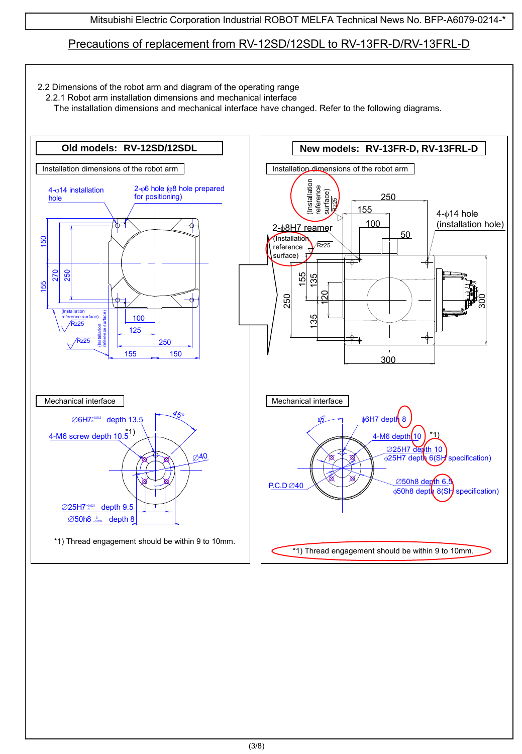## Precautions of replacement from RV-12SD/12SDL to RV-13FR-D/RV-13FRL-D

2.2 Dimensions of the robot arm and diagram of the operating range

2.2.1 Robot arm installation dimensions and mechanical interface

The installation dimensions and mechanical interface have changed. Refer to the following diagrams.

**Old models: RV-12SD/12SDL**

Installation dimensions of the robot arm

4-φ14 installation hole

2-φ6 hole (φ8 hole prepared for positioning)

(Installation reference surface) Rz25

(Installation reference surface) Rz25

150, 155, 270, 250, 100, 125, 250, 155, 150

Mechanical interface

∅6H7 $^{+0.012}_{0}$ depth 13.5

4-M6 screw depth 10.5*1)

45°

∅40

∅25H7 $^{+0.021}_{0}$ depth 9.5

∅50h8 $^{0}_{-0.039}$ depth 8

*1) Thread engagement should be within 9 to 10mm.

**New models: RV-13FR-D, RV-13FRL-D**

Installation dimensions of the robot arm

(Installation reference surface) Rz25

2-ϕ8H7 reamer

(Installation reference surface) Rz25

4-ϕ14 hole (installation hole)

250, 155, 100, 50, 155, 135, 120, 135, 250, 300, 300

Mechanical interface

45°

ϕ6H7 depth 8

4-M6 depth 10 *1)

∅25H7 depth 10

ϕ25H7 depth 6(SH specification)

P.C.D∅40

∅50h8 depth 6.5

ϕ50h8 depth 8(SH specification)

*1) Thread engagement should be within 9 to 10mm.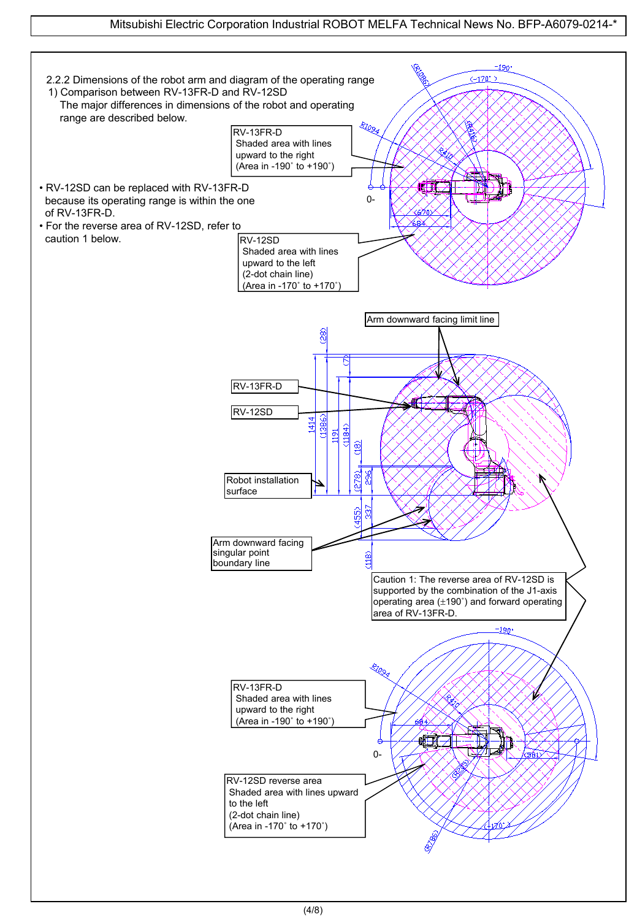2.2.2 Dimensions of the robot arm and diagram of the operating range

1) Comparison between RV-13FR-D and RV-12SD

The major differences in dimensions of the robot and operating range are described below.

- RV-12SD can be replaced with RV-13FR-D because its operating range is within the one of RV-13FR-D.
- For the reverse area of RV-12SD, refer to caution 1 below.

RV-13FR-D
Shaded area with lines upward to the right
(Area in -190˚ to +190˚)

RV-12SD
Shaded area with lines upward to the left
(2-dot chain line)
(Area in -170˚ to +170˚)

-190˚
(-170˚)
(R1086)
R1094
(R416)
R410
0-
(670)
684

Arm downward facing limit line

RV-13FR-D

RV-12SD

Robot installation surface

Arm downward facing singular point boundary line

(28)
(7)
1414
(1386)
1191
(1184)
(18)
(278)
296
(455)
337
(118)

Caution 1: The reverse area of RV-12SD is supported by the combination of the J1-axis operating area (±190˚) and forward operating area of RV-13FR-D.

RV-13FR-D
Shaded area with lines upward to the right
(Area in -190˚ to +190˚)

RV-12SD reverse area
Shaded area with lines upward to the left
(2-dot chain line)
(Area in -170˚ to +170˚)

-190˚
R1094
R410
684
0-
(581)
(R295)
(-170˚)
(R786)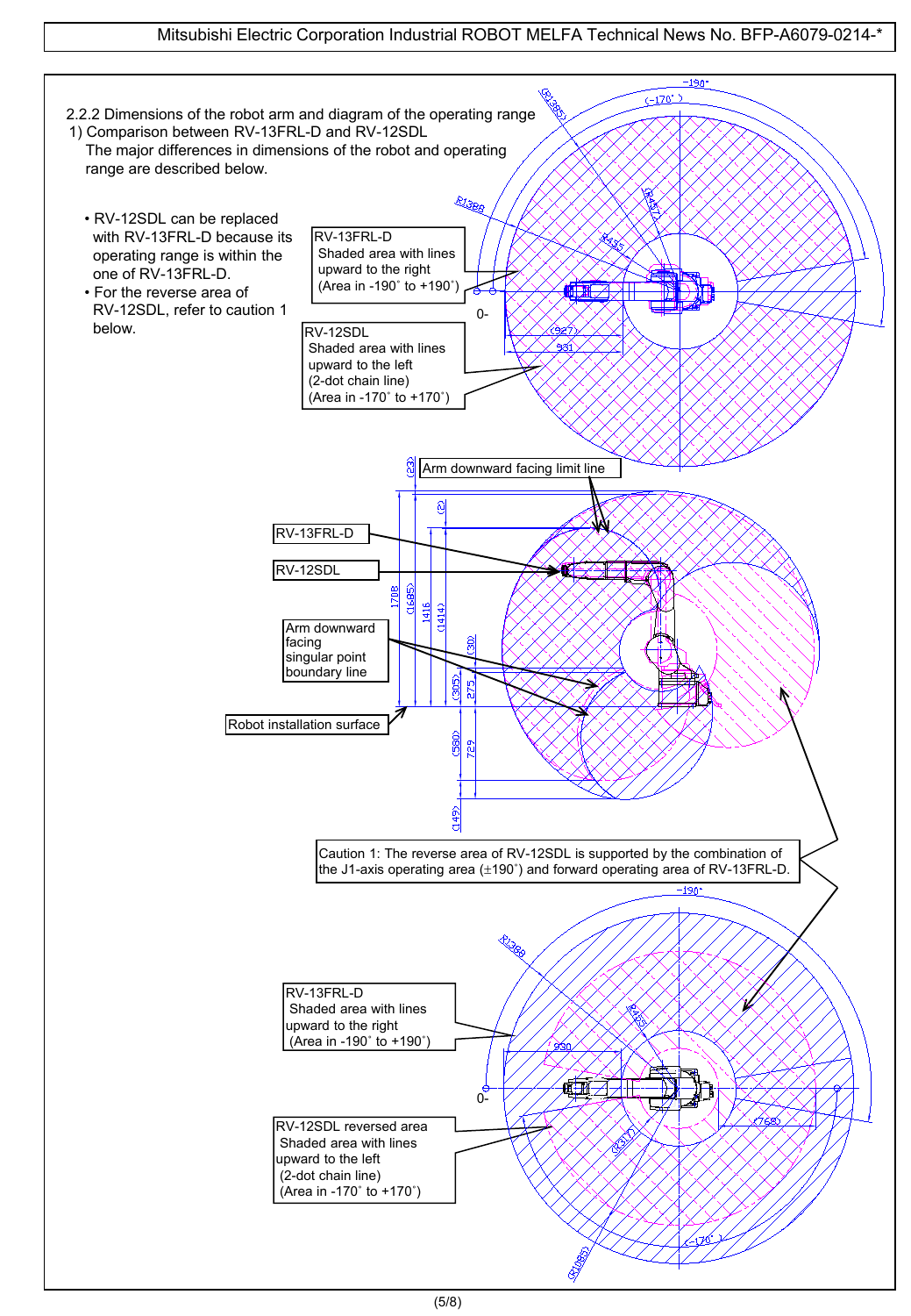2.2.2 Dimensions of the robot arm and diagram of the operating range

1) Comparison between RV-13FRL-D and RV-12SDL

The major differences in dimensions of the robot and operating range are described below.

- RV-12SDL can be replaced with RV-13FRL-D because its operating range is within the one of RV-13FRL-D.
- For the reverse area of RV-12SDL, refer to caution 1 below.

RV-13FRL-D
Shaded area with lines upward to the right
(Area in -190˚ to +190˚)

RV-12SDL
Shaded area with lines upward to the left
(2-dot chain line)
(Area in -170˚ to +170˚)

Arm downward facing limit line

RV-13FRL-D

RV-12SDL

Arm downward facing singular point boundary line

Robot installation surface

Caution 1: The reverse area of RV-12SDL is supported by the combination of the J1-axis operating area (±190˚) and forward operating area of RV-13FRL-D.

RV-13FRL-D
Shaded area with lines upward to the right
(Area in -190˚ to +190˚)

RV-12SDL reversed area
Shaded area with lines upward to the left
(2-dot chain line)
(Area in -170˚ to +170˚)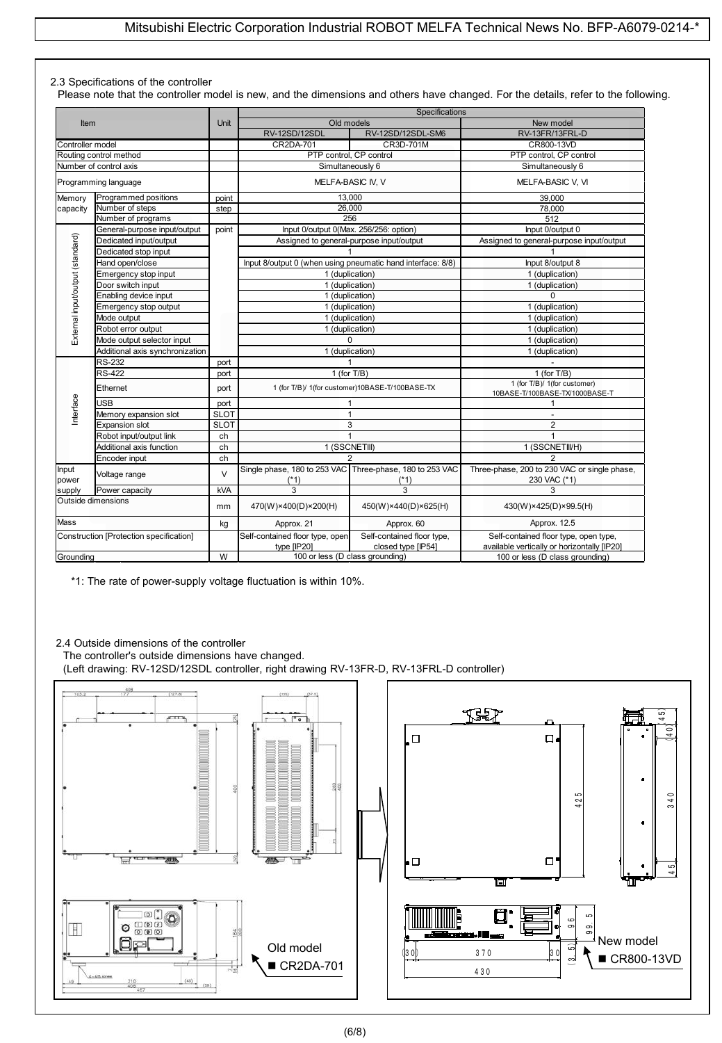### 2.3 Specifications of the controller

Please note that the controller model is new, and the dimensions and others have changed. For the details, refer to the following.

| Item | | Unit | Specifications | | |
|---|---|---|---|---|---|
| | | | Old models | | New model |
| | | | RV-12SD/12SDL | RV-12SD/12SDL-SM6 | RV-13FR/13FRL-D |
| Controller model | | | CR2DA-701 | CR3D-701M | CR800-13VD |
| Routing control method | | | PTP control, CP control | | PTP control, CP control |
| Number of control axis | | | Simultaneously 6 | | Simultaneously 6 |
| Programming language | | | MELFA-BASIC IV, V | | MELFA-BASIC V, VI |
| Memory capacity | Programmed positions | point | 13,000 | | 39,000 |
| | Number of steps | step | 26,000 | | 78,000 |
| | Number of programs | | 256 | | 512 |
| External input/output (standard) | General-purpose input/output | point | Input 0/output 0(Max. 256/256: option) | | Input 0/output 0 |
| | Dedicated input/output | | Assigned to general-purpose input/output | | Assigned to general-purpose input/output |
| | Dedicated stop input | | 1 | | 1 |
| | Hand open/close | | Input 8/output 0 (when using pneumatic hand interface: 8/8) | | Input 8/output 8 |
| | Emergency stop input | | 1 (duplication) | | 1 (duplication) |
| | Door switch input | | 1 (duplication) | | 1 (duplication) |
| | Enabling device input | | 1 (duplication) | | 0 |
| | Emergency stop output | | 1 (duplication) | | 1 (duplication) |
| | Mode output | | 1 (duplication) | | 1 (duplication) |
| | Robot error output | | 1 (duplication) | | 1 (duplication) |
| | Mode output selector input | | 0 | | 1 (duplication) |
| | Additional axis synchronization | | 1 (duplication) | | 1 (duplication) |
| Interface | RS-232 | port | 1 | | - |
| | RS-422 | port | 1 (for T/B) | | 1 (for T/B) |
| | Ethernet | port | 1 (for T/B)/ 1(for customer)10BASE-T/100BASE-TX | | 1 (for T/B)/ 1(for customer) 10BASE-T/100BASE-TX/1000BASE-T |
| | USB | port | 1 | | 1 |
| | Memory expansion slot | SLOT | 1 | | - |
| | Expansion slot | SLOT | 3 | | 2 |
| | Robot input/output link | ch | 1 | | 1 |
| | Additional axis function | ch | 1 (SSCNETIII) | | 1 (SSCNETIII/H) |
| | Encoder input | ch | 2 | | 2 |
| Input power supply | Voltage range | V | Single phase, 180 to 253 VAC (*1) | Three-phase, 180 to 253 VAC (*1) | Three-phase, 200 to 230 VAC or single phase, 230 VAC (*1) |
| | Power capacity | kVA | 3 | 3 | 3 |
| Outside dimensions | | mm | 470(W)×400(D)×200(H) | 450(W)×440(D)×625(H) | 430(W)×425(D)×99.5(H) |
| Mass | | kg | Approx. 21 | Approx. 60 | Approx. 12.5 |
| Construction [Protection specification] | | | Self-contained floor type, open type [IP20] | Self-contained floor type, closed type [IP54] | Self-contained floor type, open type, available vertically or horizontally [IP20] |
| Grounding | | W | 100 or less (D class grounding) | | 100 or less (D class grounding) |

*1: The rate of power-supply voltage fluctuation is within 10%.

### 2.4 Outside dimensions of the controller

The controller's outside dimensions have changed.
(Left drawing: RV-12SD/12SDL controller, right drawing RV-13FR-D, RV-13FRL-D controller)

Old model
■ CR2DA-701

New model
■ CR800-13VD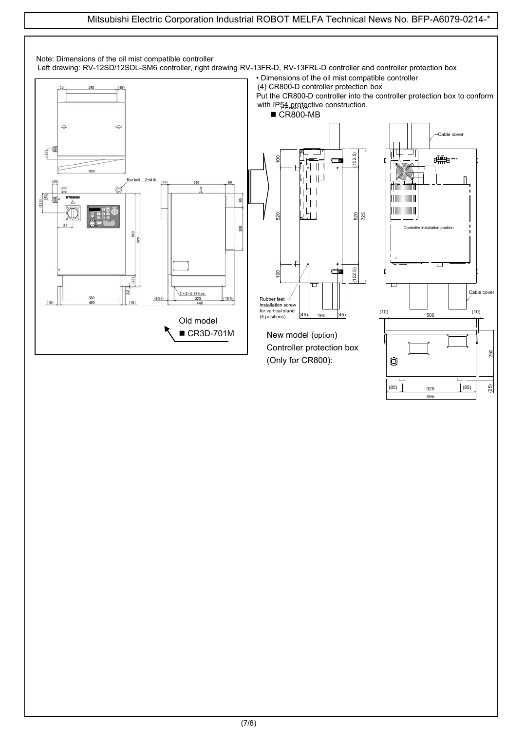Note: Dimensions of the oil mist compatible controller

Left drawing: RV-12SD/12SDL-SM6 controller, right drawing RV-13FR-D, RV-13FRL-D controller and controller protection box

- Dimensions of the oil mist compatible controller

(4) CR800-D controller protection box

Put the CR800-D controller into the controller protection box to conform with IP54 protective construction.

■ CR800-MB

Old model

■ CR3D-701M

New model (option)

Controller protection box

(Only for CR800):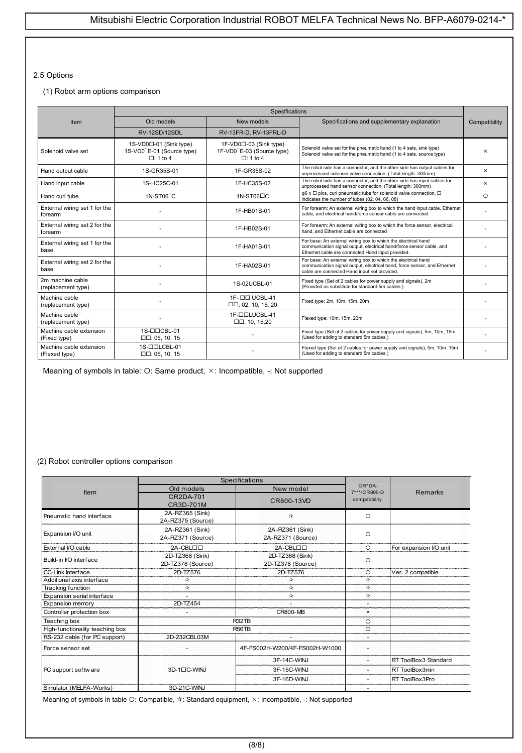2.5 Options

(1) Robot arm options comparison

| Item | Specifications | | | Compatibility |
|---|---|---|---|---|
| | Old models | New models | Specifications and supplementary explanation | |
| | RV-12SD/12SDL | RV-13FR-D, RV-13FRL-D | | |
| Solenoid valve set | 1S-VD0□-01 (Sink type)<br>1S-VD0□E-01 (Source type)<br>□: 1 to 4 | 1F-VD0□-03 (Sink type)<br>1F-VD0□E-03 (Source type)<br>□: 1 to 4 | Solenoid valve set for the pneumatic hand (1 to 4 sets, sink type)<br>Solenoid valve set for the pneumatic hand (1 to 4 sets, source type) | × |
| Hand output cable | 1S-GR35S-01 | 1F-GR35S-02 | The robot side has a connector, and the other side has output cables for unprocessed solenoid valve connection. (Total length: 300mm) | × |
| Hand input cable | 1S-HC25C-01 | 1F-HC35S-02 | The robot side has a connector, and the other side has input cables for unprocessed hand sensor connection. (Total length: 300mm) | × |
| Hand curl tube | 1N-ST06□C | 1N-ST06□C | φ6 x □ pics, curl pneumatic tube for solenoid valve connection, □ indicates the number of tubes (02, 04, 06, 08) | ○ |
| External wiring set 1 for the forearm | - | 1F-HB01S-01 | For forearm: An external wiring box to which the hand input cable, Ethernet cable, and electrical hand/force sensor cable are connected | - |
| External wiring set 2 for the forearm | - | 1F-HB02S-01 | For forearm: An external wiring box to which the force sensor, electrical hand, and Ethernet cable are connected | - |
| External wiring set 1 for the base | - | 1F-HA01S-01 | For base: An external wiring box to which the electrical hand communication signal output, electrical hand/force sensor cable, and Ethernet cable are connected Hand input provided. | - |
| External wiring set 2 for the base | - | 1F-HA02S-01 | For base: An external wiring box to which the electrical hand communication signal output, electrical hand, force sensor, and Ethernet cable are connected Hand input not provided. | - |
| 2m machine cable (replacement type) | - | 1S-02UCBL-01 | Fixed type (Set of 2 cables for power supply and signals), 2m (Provided as substitute for standard 5m cables.) | - |
| Machine cable (replacement type) | - | 1F- □□ UCBL-41<br>□□: 02, 10, 15, 20 | Fixed type: 2m, 10m, 15m. 20m | - |
| Machine cable (replacement type) | - | 1F-□□LUCBL-41<br>□□: 10, 15,20 | Flexed type: 10m, 15m, 20m | - |
| Machine cable extension (Fixed type) | 1S-□□CBL-01<br>□□: 05, 10, 15 | - | Fixed type (Set of 2 cables for power supply and signals), 5m, 10m, 15m (Used for adding to standard 5m cables.) | - |
| Machine cable extension (Flexed type) | 1S-□□LCBL-01<br>□□: 05, 10, 15 | - | Flexed type (Set of 2 cables for power supply and signals), 5m, 10m, 15m (Used for adding to standard 5m cables.) | - |

Meaning of symbols in table: ○: Same product, ×: Incompatible, -: Not supported

(2) Robot controller options comparison

| Item | Specifications | | CR*DA-7***/CR800-D compatibility | Remarks |
|---|---|---|---|---|
| | Old models | New model | | |
| | CR2DA-701<br>CR3D-701M | CR800-13VD | | |
| Pneumatic hand interface | 2A-RZ365 (Sink)<br>2A-RZ375 (Source) | ☆ | ○ | |
| Expansion I/O unit | 2A-RZ361 (Sink)<br>2A-RZ371 (Source) | 2A-RZ361 (Sink)<br>2A-RZ371 (Source) | ○ | |
| External I/O cable | 2A-CBL□□ | 2A-CBL□□ | ○ | For expansion I/O unit |
| Build-in I/O interface | 2D-TZ368 (Sink)<br>2D-TZ378 (Source) | 2D-TZ368 (Sink)<br>2D-TZ378 (Source) | ○ | |
| CC-Link interface | 2D-TZ576 | 2D-TZ576 | ○ | Ver. 2 compatible |
| Additional axis interface | ☆ | ☆ | ☆ | |
| Tracking function | ☆ | ☆ | ☆ | |
| Expansion serial interface | - | ☆ | ☆ | |
| Expansion memory | 2D-TZ454 | - | - | |
| Controller protection box | - | CR800-MB | × | |
| Teaching box | R32TB | | ○ | |
| High-functionality teaching box | R56TB | | ○ | |
| RS-232 cable (for PC support) | 2D-232CBL03M | - | - | |
| Force sensor set | - | 4F-FS002H-W200/4F-FS002H-W1000 | - | |
| PC support software | 3D-1□C-WINJ | 3F-14C-WINJ | - | RT ToolBox3 Standard |
| | | 3F-15C-WINJ | - | RT ToolBox3min |
| | | 3F-16D-WINJ | - | RT ToolBox3Pro |
| Simulator (MELFA-Works) | 3D-21C-WINJ | | - | |

Meaning of symbols in table ○: Compatible, ☆: Standard equipment, ×: Incompatible, -: Not supported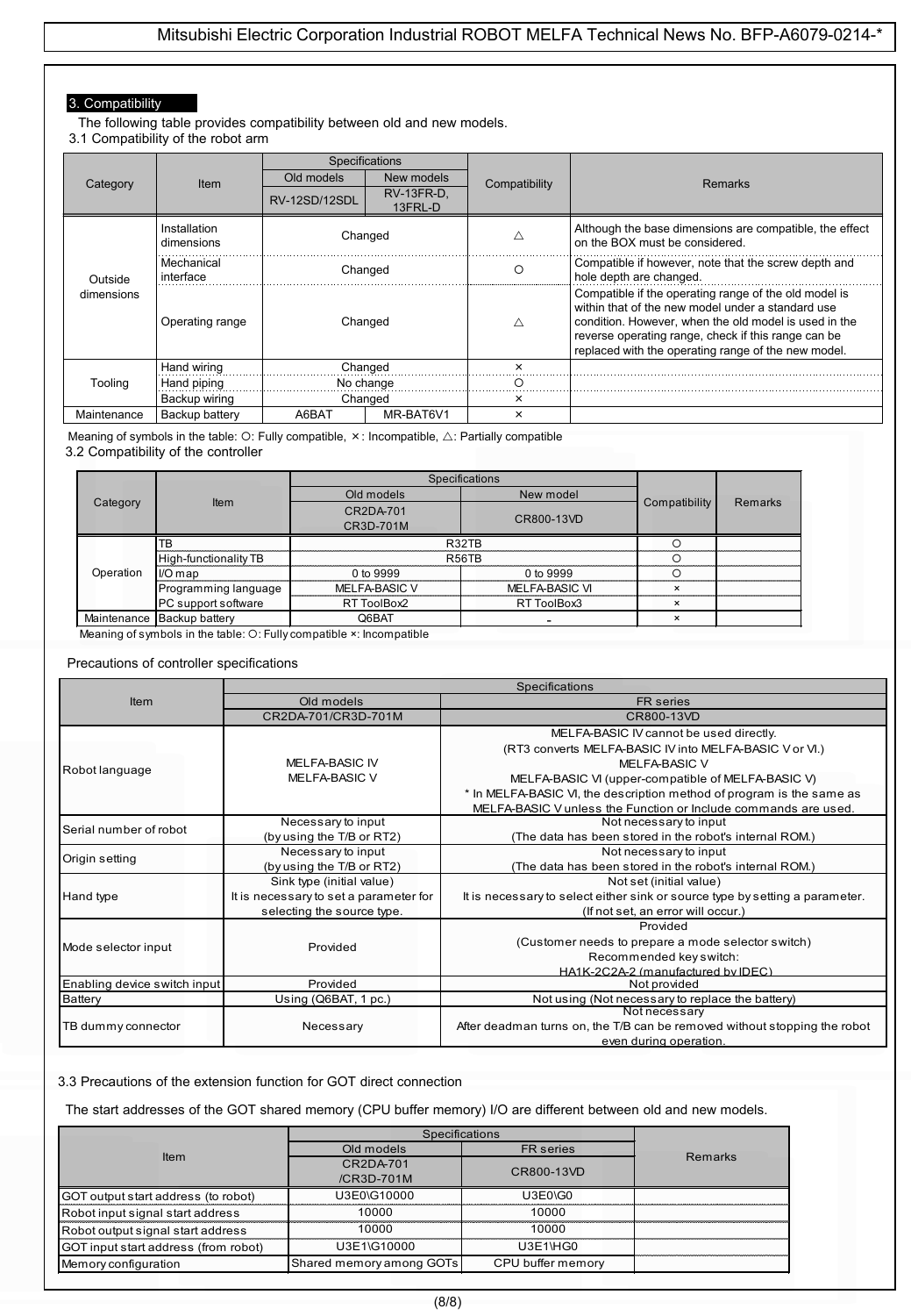## 3. Compatibility

The following table provides compatibility between old and new models.

### 3.1 Compatibility of the robot arm

| Category | Item | Specifications | | Compatibility | Remarks |
|---|---|---|---|---|---|
| | | Old models | New models | | |
| | | RV-12SD/12SDL | RV-13FR-D, 13FRL-D | | |
| Outside dimensions | Installation dimensions | Changed | | △ | Although the base dimensions are compatible, the effect on the BOX must be considered. |
| | Mechanical interface | Changed | | ○ | Compatible if however, note that the screw depth and hole depth are changed. |
| | Operating range | Changed | | △ | Compatible if the operating range of the old model is within that of the new model under a standard use condition. However, when the old model is used in the reverse operating range, check if this range can be replaced with the operating range of the new model. |
| Tooling | Hand wiring | Changed | | × | |
| | Hand piping | No change | | ○ | |
| | Backup wiring | Changed | | × | |
| Maintenance | Backup battery | A6BAT | MR-BAT6V1 | × | |

Meaning of symbols in the table: ○: Fully compatible, ×: Incompatible, △: Partially compatible

### 3.2 Compatibility of the controller

| Category | Item | Specifications | | Compatibility | Remarks |
|---|---|---|---|---|---|
| | | Old models | New model | | |
| | | CR2DA-701 CR3D-701M | CR800-13VD | | |
| Operation | TB | R32TB | | ○ | |
| | High-functionality TB | R56TB | | ○ | |
| | I/O map | 0 to 9999 | 0 to 9999 | ○ | |
| | Programming language | MELFA-BASIC V | MELFA-BASIC VI | × | |
| | PC support software | RT ToolBox2 | RT ToolBox3 | × | |
| Maintenance | Backup battery | Q6BAT | - | × | |

Meaning of symbols in the table: ○: Fully compatible ×: Incompatible

Precautions of controller specifications

| Item | Specifications | |
|---|---|---|
| | Old models | FR series |
| | CR2DA-701/CR3D-701M | CR800-13VD |
| Robot language | MELFA-BASIC IV<br>MELFA-BASIC V | MELFA-BASIC IV cannot be used directly.<br>(RT3 converts MELFA-BASIC IV into MELFA-BASIC V or VI.)<br>MELFA-BASIC V<br>MELFA-BASIC VI (upper-compatible of MELFA-BASIC V)<br>* In MELFA-BASIC VI, the description method of program is the same as MELFA-BASIC V unless the Function or Include commands are used. |
| Serial number of robot | Necessary to input<br>(by using the T/B or RT2) | Not necessary to input<br>(The data has been stored in the robot's internal ROM.) |
| Origin setting | Necessary to input<br>(by using the T/B or RT2) | Not necessary to input<br>(The data has been stored in the robot's internal ROM.) |
| Hand type | Sink type (initial value)<br>It is necessary to set a parameter for selecting the source type. | Not set (initial value)<br>It is necessary to select either sink or source type by setting a parameter.<br>(If not set, an error will occur.) |
| Mode selector input | Provided | Provided<br>(Customer needs to prepare a mode selector switch)<br>Recommended key switch:<br>HA1K-2C2A-2 (manufactured by IDEC) |
| Enabling device switch input | Provided | Not provided |
| Battery | Using (Q6BAT, 1 pc.) | Not using (Not necessary to replace the battery) |
| TB dummy connector | Necessary | Not necessary<br>After deadman turns on, the T/B can be removed without stopping the robot even during operation. |

### 3.3 Precautions of the extension function for GOT direct connection

The start addresses of the GOT shared memory (CPU buffer memory) I/O are different between old and new models.

| Item | Specifications | | Remarks |
|---|---|---|---|
| | Old models | FR series | |
| | CR2DA-701 /CR3D-701M | CR800-13VD | |
| GOT output start address (to robot) | U3E0\G10000 | U3E0\G0 | |
| Robot input signal start address | 10000 | 10000 | |
| Robot output signal start address | 10000 | 10000 | |
| GOT input start address (from robot) | U3E1\G10000 | U3E1\HG0 | |
| Memory configuration | Shared memory among GOTs | CPU buffer memory | |